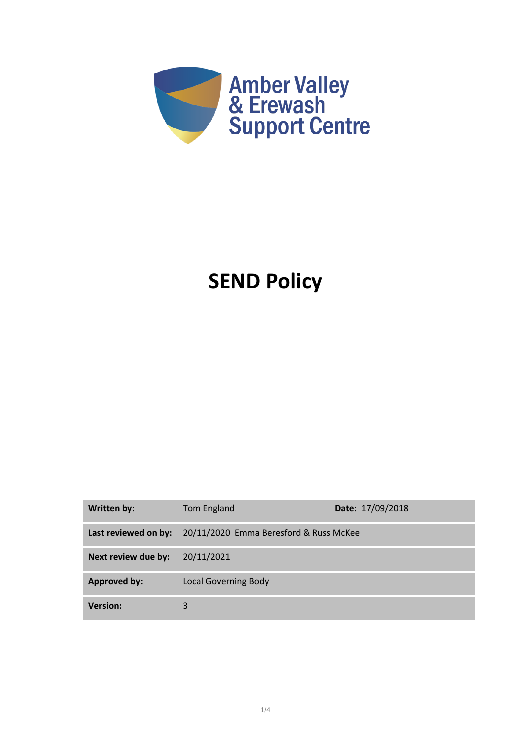Amber Valley & Erewash Support Centre

# SEND Policy

| Written by: | Tom England | Date: 17/09/2018 |
|---|---|---|
| Last reviewed on by: | 20/11/2020 Emma Beresford & Russ McKee | |
| Next review due by: | 20/11/2021 | |
| Approved by: | Local Governing Body | |
| Version: | 3 | |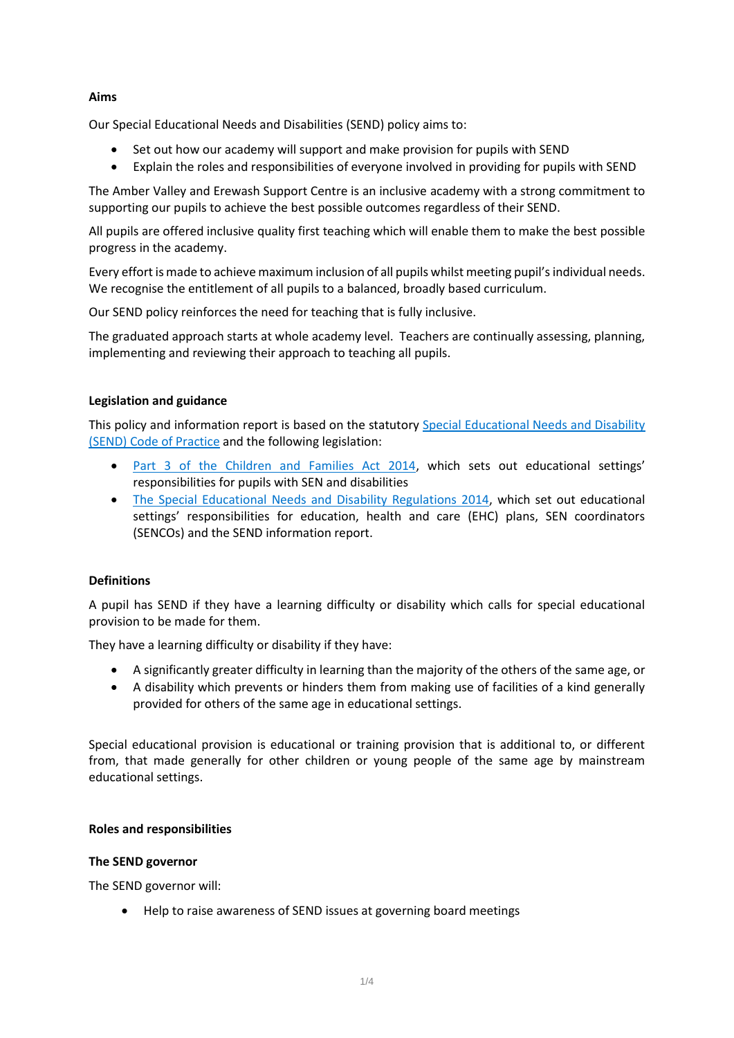**Aims**

Our Special Educational Needs and Disabilities (SEND) policy aims to:

- Set out how our academy will support and make provision for pupils with SEND
- Explain the roles and responsibilities of everyone involved in providing for pupils with SEND

The Amber Valley and Erewash Support Centre is an inclusive academy with a strong commitment to supporting our pupils to achieve the best possible outcomes regardless of their SEND.

All pupils are offered inclusive quality first teaching which will enable them to make the best possible progress in the academy.

Every effort is made to achieve maximum inclusion of all pupils whilst meeting pupil's individual needs. We recognise the entitlement of all pupils to a balanced, broadly based curriculum.

Our SEND policy reinforces the need for teaching that is fully inclusive.

The graduated approach starts at whole academy level. Teachers are continually assessing, planning, implementing and reviewing their approach to teaching all pupils.

**Legislation and guidance**

This policy and information report is based on the statutory Special Educational Needs and Disability (SEND) Code of Practice and the following legislation:

- Part 3 of the Children and Families Act 2014, which sets out educational settings' responsibilities for pupils with SEN and disabilities
- The Special Educational Needs and Disability Regulations 2014, which set out educational settings' responsibilities for education, health and care (EHC) plans, SEN coordinators (SENCOs) and the SEND information report.

**Definitions**

A pupil has SEND if they have a learning difficulty or disability which calls for special educational provision to be made for them.

They have a learning difficulty or disability if they have:

- A significantly greater difficulty in learning than the majority of the others of the same age, or
- A disability which prevents or hinders them from making use of facilities of a kind generally provided for others of the same age in educational settings.

Special educational provision is educational or training provision that is additional to, or different from, that made generally for other children or young people of the same age by mainstream educational settings.

**Roles and responsibilities**

**The SEND governor**

The SEND governor will:

- Help to raise awareness of SEND issues at governing board meetings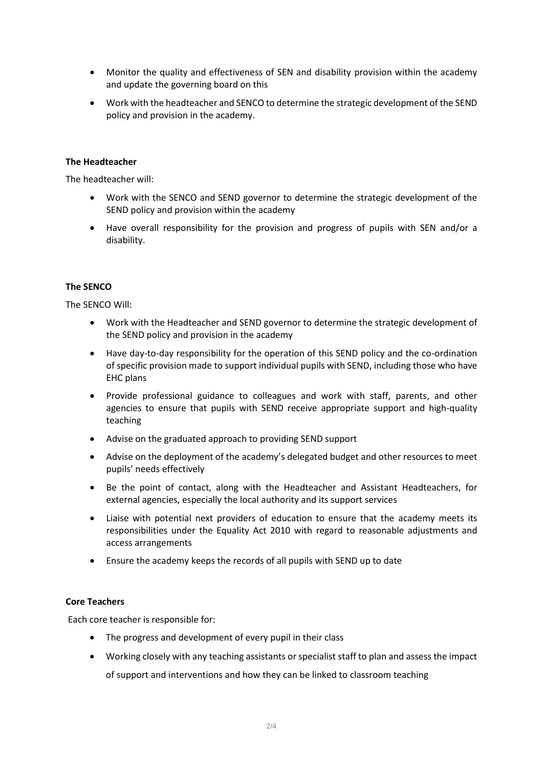- Monitor the quality and effectiveness of SEN and disability provision within the academy and update the governing board on this
- Work with the headteacher and SENCO to determine the strategic development of the SEND policy and provision in the academy.

**The Headteacher**

The headteacher will:

- Work with the SENCO and SEND governor to determine the strategic development of the SEND policy and provision within the academy
- Have overall responsibility for the provision and progress of pupils with SEN and/or a disability.

**The SENCO**

The SENCO Will:

- Work with the Headteacher and SEND governor to determine the strategic development of the SEND policy and provision in the academy
- Have day-to-day responsibility for the operation of this SEND policy and the co-ordination of specific provision made to support individual pupils with SEND, including those who have EHC plans
- Provide professional guidance to colleagues and work with staff, parents, and other agencies to ensure that pupils with SEND receive appropriate support and high-quality teaching
- Advise on the graduated approach to providing SEND support
- Advise on the deployment of the academy's delegated budget and other resources to meet pupils' needs effectively
- Be the point of contact, along with the Headteacher and Assistant Headteachers, for external agencies, especially the local authority and its support services
- Liaise with potential next providers of education to ensure that the academy meets its responsibilities under the Equality Act 2010 with regard to reasonable adjustments and access arrangements
- Ensure the academy keeps the records of all pupils with SEND up to date

**Core Teachers**

Each core teacher is responsible for:

- The progress and development of every pupil in their class
- Working closely with any teaching assistants or specialist staff to plan and assess the impact of support and interventions and how they can be linked to classroom teaching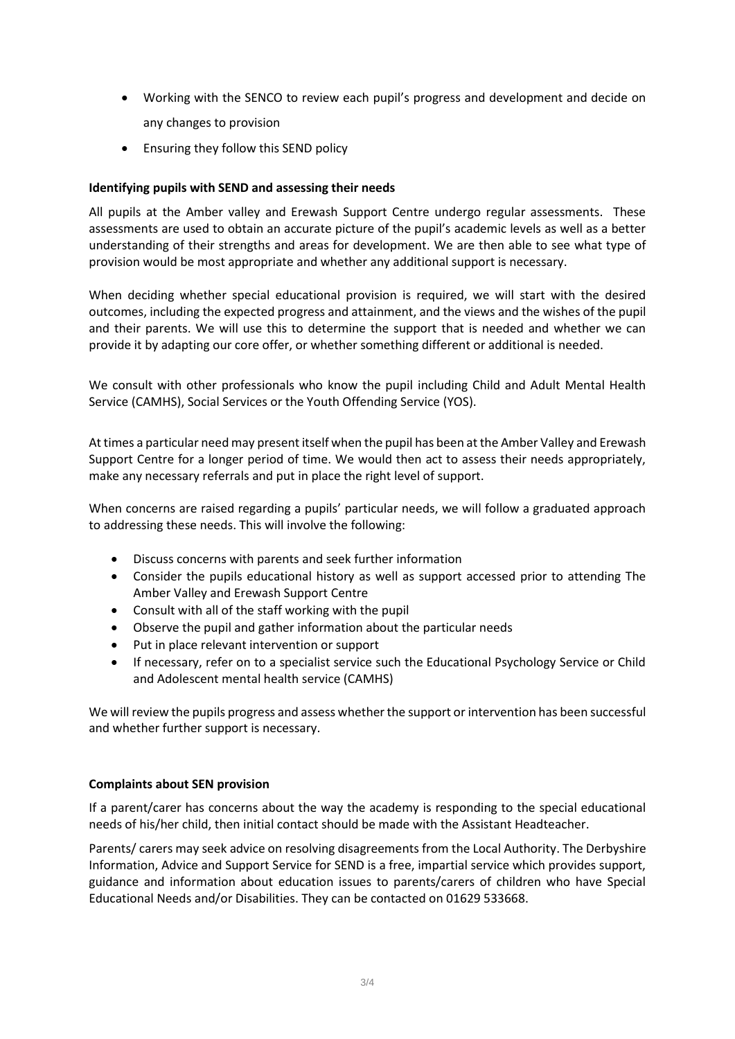- Working with the SENCO to review each pupil's progress and development and decide on any changes to provision
- Ensuring they follow this SEND policy

**Identifying pupils with SEND and assessing their needs**

All pupils at the Amber valley and Erewash Support Centre undergo regular assessments. These assessments are used to obtain an accurate picture of the pupil's academic levels as well as a better understanding of their strengths and areas for development. We are then able to see what type of provision would be most appropriate and whether any additional support is necessary.

When deciding whether special educational provision is required, we will start with the desired outcomes, including the expected progress and attainment, and the views and the wishes of the pupil and their parents. We will use this to determine the support that is needed and whether we can provide it by adapting our core offer, or whether something different or additional is needed.

We consult with other professionals who know the pupil including Child and Adult Mental Health Service (CAMHS), Social Services or the Youth Offending Service (YOS).

At times a particular need may present itself when the pupil has been at the Amber Valley and Erewash Support Centre for a longer period of time. We would then act to assess their needs appropriately, make any necessary referrals and put in place the right level of support.

When concerns are raised regarding a pupils' particular needs, we will follow a graduated approach to addressing these needs. This will involve the following:

- Discuss concerns with parents and seek further information
- Consider the pupils educational history as well as support accessed prior to attending The Amber Valley and Erewash Support Centre
- Consult with all of the staff working with the pupil
- Observe the pupil and gather information about the particular needs
- Put in place relevant intervention or support
- If necessary, refer on to a specialist service such the Educational Psychology Service or Child and Adolescent mental health service (CAMHS)

We will review the pupils progress and assess whether the support or intervention has been successful and whether further support is necessary.

**Complaints about SEN provision**

If a parent/carer has concerns about the way the academy is responding to the special educational needs of his/her child, then initial contact should be made with the Assistant Headteacher.

Parents/ carers may seek advice on resolving disagreements from the Local Authority. The Derbyshire Information, Advice and Support Service for SEND is a free, impartial service which provides support, guidance and information about education issues to parents/carers of children who have Special Educational Needs and/or Disabilities. They can be contacted on 01629 533668.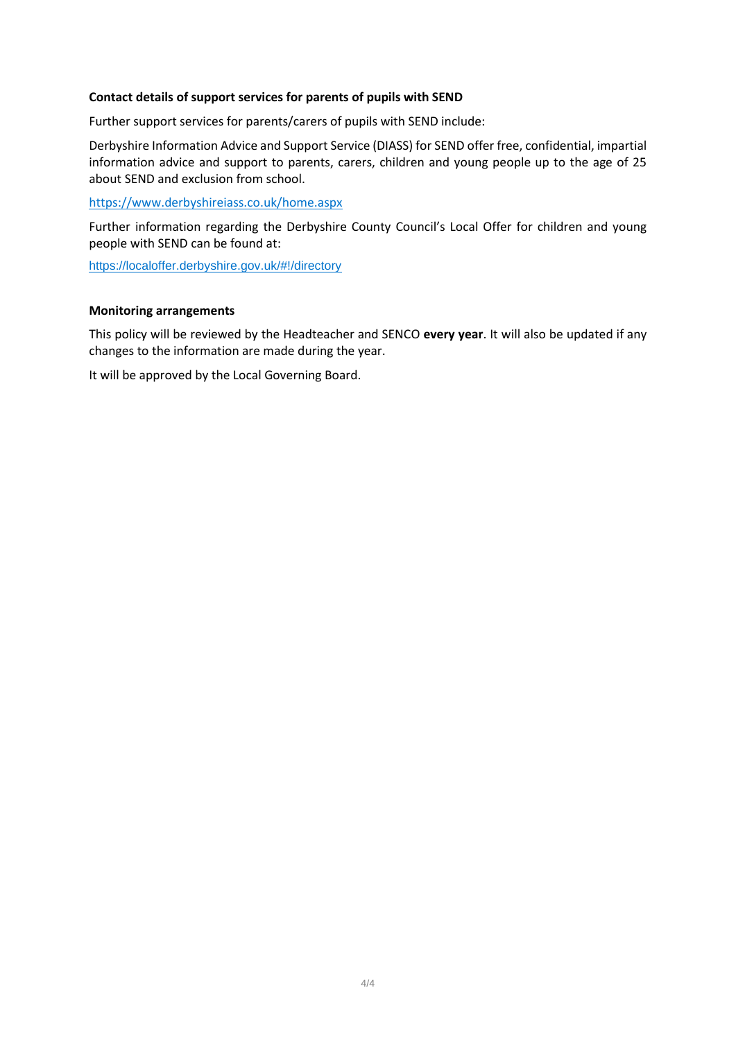**Contact details of support services for parents of pupils with SEND**

Further support services for parents/carers of pupils with SEND include:

Derbyshire Information Advice and Support Service (DIASS) for SEND offer free, confidential, impartial information advice and support to parents, carers, children and young people up to the age of 25 about SEND and exclusion from school.

https://www.derbyshireiass.co.uk/home.aspx

Further information regarding the Derbyshire County Council's Local Offer for children and young people with SEND can be found at:

https://localoffer.derbyshire.gov.uk/#!/directory

**Monitoring arrangements**

This policy will be reviewed by the Headteacher and SENCO **every year**. It will also be updated if any changes to the information are made during the year.

It will be approved by the Local Governing Board.